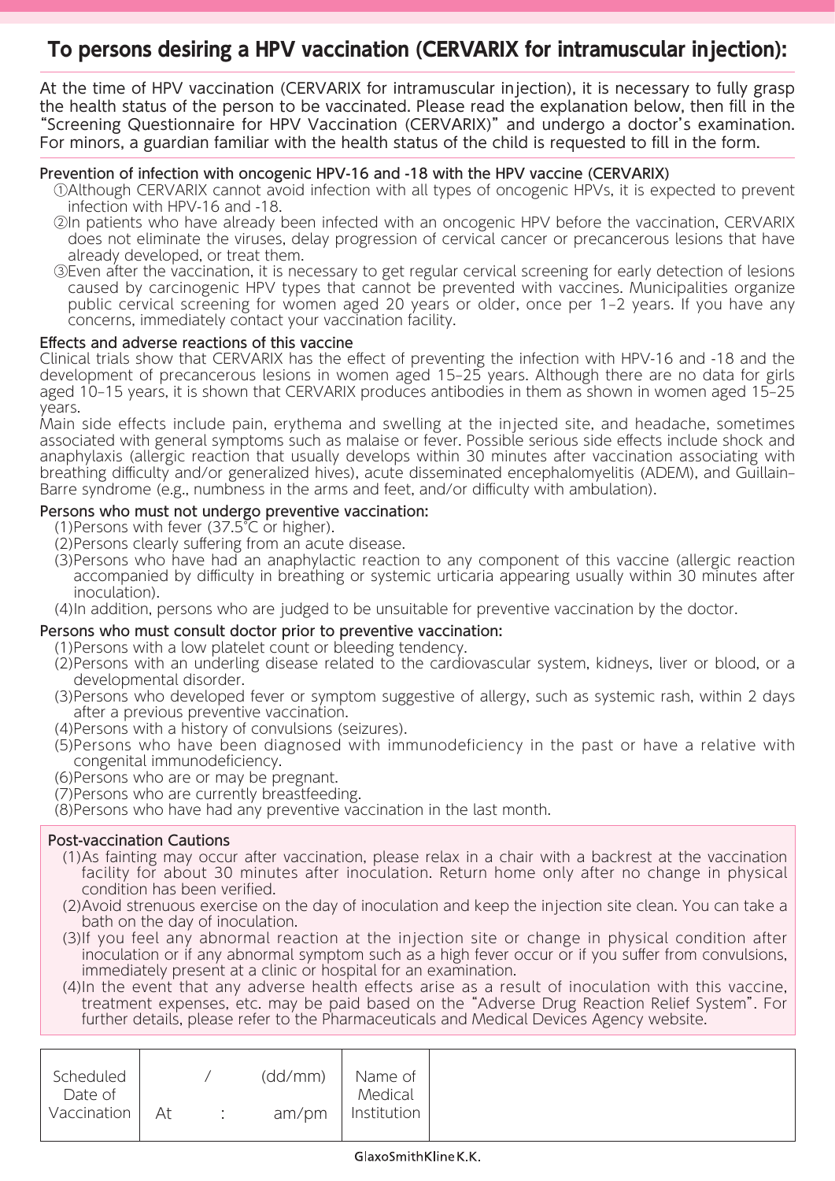# To persons desiring a HPV vaccination (CERVARIX for intramuscular injection):

At the time of HPV vaccination (CERVARIX for intramuscular injection), it is necessary to fully grasp the health status of the person to be vaccinated. Please read the explanation below, then fill in the "Screening Questionnaire for HPV Vaccination (CERVARIX)" and undergo a doctor's examination. For minors, a guardian familiar with the health status of the child is requested to fill in the form.

### Prevention of infection with oncogenic HPV-16 and -18 with the HPV vaccine (CERVARIX)

①Although CERVARIX cannot avoid infection with all types of oncogenic HPVs, it is expected to prevent infection with HPV-16 and -18.

②In patients who have already been infected with an oncogenic HPV before the vaccination, CERVARIX does not eliminate the viruses, delay progression of cervical cancer or precancerous lesions that have already developed, or treat them.

③Even after the vaccination, it is necessary to get regular cervical screening for early detection of lesions caused by carcinogenic HPV types that cannot be prevented with vaccines. Municipalities organize public cervical screening for women aged 20 years or older, once per 1–2 years. If you have any concerns, immediately contact your vaccination facility.

### Effects and adverse reactions of this vaccine

Clinical trials show that CERVARIX has the effect of preventing the infection with HPV-16 and -18 and the development of precancerous lesions in women aged 15–25 years. Although there are no data for girls aged 10–15 years, it is shown that CERVARIX produces antibodies in them as shown in women aged 15–25 years.

Main side effects include pain, erythema and swelling at the injected site, and headache, sometimes associated with general symptoms such as malaise or fever. Possible serious side effects include shock and anaphylaxis (allergic reaction that usually develops within 30 minutes after vaccination associating with breathing difficulty and/or generalized hives), acute disseminated encephalomyelitis (ADEM), and Guillain–Barre syndrome (e.g., numbness in the arms and feet, and/or difficulty with ambulation).

### Persons who must not undergo preventive vaccination:

(1)Persons with fever (37.5°C or higher).
(2)Persons clearly suffering from an acute disease.
(3)Persons who have had an anaphylactic reaction to any component of this vaccine (allergic reaction accompanied by difficulty in breathing or systemic urticaria appearing usually within 30 minutes after inoculation).
(4)In addition, persons who are judged to be unsuitable for preventive vaccination by the doctor.

### Persons who must consult doctor prior to preventive vaccination:

(1)Persons with a low platelet count or bleeding tendency.
(2)Persons with an underlying disease related to the cardiovascular system, kidneys, liver or blood, or a developmental disorder.
(3)Persons who developed fever or symptom suggestive of allergy, such as systemic rash, within 2 days after a previous preventive vaccination.
(4)Persons with a history of convulsions (seizures).
(5)Persons who have been diagnosed with immunodeficiency in the past or have a relative with congenital immunodeficiency.
(6)Persons who are or may be pregnant.
(7)Persons who are currently breastfeeding.
(8)Persons who have had any preventive vaccination in the last month.

### Post-vaccination Cautions

(1)As fainting may occur after vaccination, please relax in a chair with a backrest at the vaccination facility for about 30 minutes after inoculation. Return home only after no change in physical condition has been verified.
(2)Avoid strenuous exercise on the day of inoculation and keep the injection site clean. You can take a bath on the day of inoculation.
(3)If you feel any abnormal reaction at the injection site or change in physical condition after inoculation or if any abnormal symptom such as a high fever occur or if you suffer from convulsions, immediately present at a clinic or hospital for an examination.
(4)In the event that any adverse health effects arise as a result of inoculation with this vaccine, treatment expenses, etc. may be paid based on the "Adverse Drug Reaction Relief System". For further details, please refer to the Pharmaceuticals and Medical Devices Agency website.

| Scheduled Date of Vaccination | / (dd/mm) At : am/pm | Name of Medical Institution | |
|---|---|---|---|

GlaxoSmithKline K.K.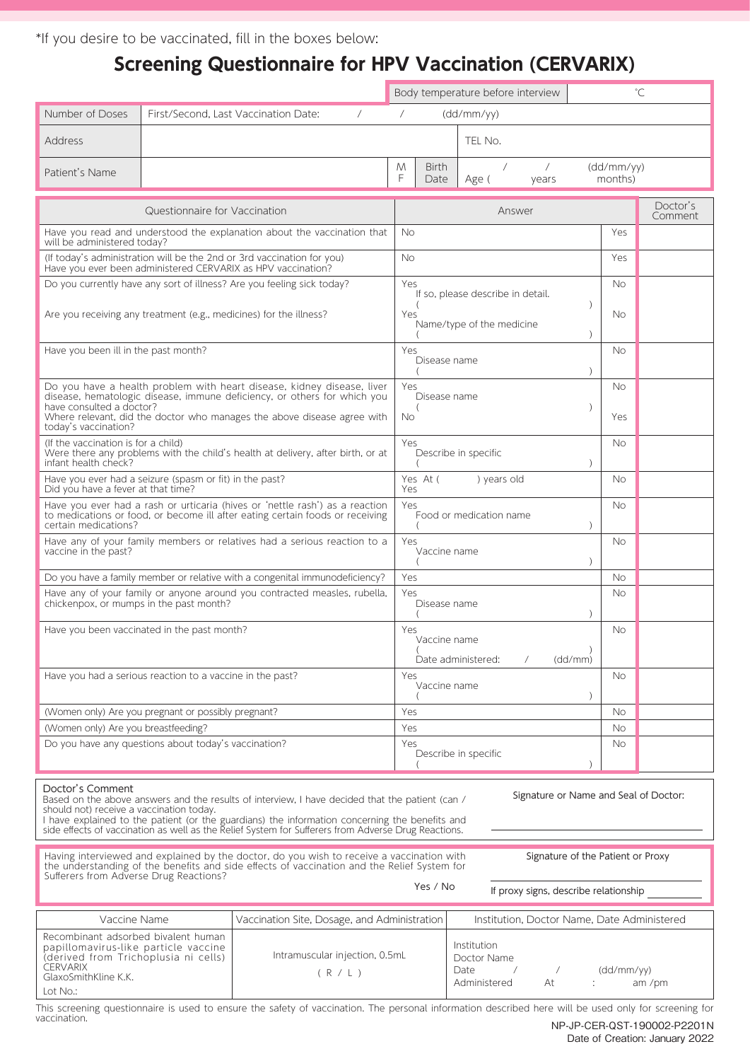*If you desire to be vaccinated, fill in the boxes below:

# Screening Questionnaire for HPV Vaccination (CERVARIX)

| | | | |
|---|---|---|---|
| | | Body temperature before interview | ℃ |
| Number of Doses | First/Second, Last Vaccination Date: / / (dd/mm/yy) | | |
| Address | | TEL No. | |
| Patient's Name | | M F · Birth Date | / / (dd/mm/yy) Age ( years months) |

| Questionnaire for Vaccination | Answer | | Doctor's Comment |
|---|---|---|---|
| Have you read and understood the explanation about the vaccination that will be administered today? | No | Yes | |
| (If today's administration will be the 2nd or 3rd vaccination for you) Have you ever been administered CERVARIX as HPV vaccination? | No | Yes | |
| Do you currently have any sort of illness? Are you feeling sick today? | Yes If so, please describe in detail. ( ) | No | |
| Are you receiving any treatment (e.g., medicines) for the illness? | Yes Name/type of the medicine ( ) | No | |
| Have you been ill in the past month? | Yes Disease name ( ) | No | |
| Do you have a health problem with heart disease, kidney disease, liver disease, hematologic disease, immune deficiency, or others for which you have consulted a doctor? | Yes Disease name ( ) | No | |
| Where relevant, did the doctor who manages the above disease agree with today's vaccination? | No | Yes | |
| (If the vaccination is for a child) Were there any problems with the child's health at delivery, after birth, or at infant health check? | Yes Describe in specific ( ) | No | |
| Have you ever had a seizure (spasm or fit) in the past? Did you have a fever at that time? | Yes At ( ) years old Yes | No | |
| Have you ever had a rash or urticaria (hives or 'nettle rash') as a reaction to medications or food, or become ill after eating certain foods or receiving certain medications? | Yes Food or medication name ( ) | No | |
| Have any of your family members or relatives had a serious reaction to a vaccine in the past? | Yes Vaccine name ( ) | No | |
| Do you have a family member or relative with a congenital immunodeficiency? | Yes | No | |
| Have any of your family or anyone around you contracted measles, rubella, chickenpox, or mumps in the past month? | Yes Disease name ( ) | No | |
| Have you been vaccinated in the past month? | Yes Vaccine name ( ) Date administered: / (dd/mm) | No | |
| Have you had a serious reaction to a vaccine in the past? | Yes Vaccine name ( ) | No | |
| (Women only) Are you pregnant or possibly pregnant? | Yes | No | |
| (Women only) Are you breastfeeding? | Yes | No | |
| Do you have any questions about today's vaccination? | Yes Describe in specific ( ) | No | |

**Doctor's Comment**
Based on the above answers and the results of interview, I have decided that the patient (can / should not) receive a vaccination today.
I have explained to the patient (or the guardians) the information concerning the benefits and side effects of vaccination as well as the Relief System for Sufferers from Adverse Drug Reactions.

Signature or Name and Seal of Doctor:

Having interviewed and explained by the doctor, do you wish to receive a vaccination with the understanding of the benefits and side effects of vaccination and the Relief System for Sufferers from Adverse Drug Reactions?

Yes / No

Signature of the Patient or Proxy

If proxy signs, describe relationship

| Vaccine Name | Vaccination Site, Dosage, and Administration | Institution, Doctor Name, Date Administered |
|---|---|---|
| Recombinant adsorbed bivalent human papillomavirus-like particle vaccine (derived from Trichoplusia ni cells) CERVARIX GlaxoSmithKline K.K. Lot No.: | Intramuscular injection, 0.5mL ( R / L ) | Institution Doctor Name Date / / (dd/mm/yy) Administered At : am /pm |

This screening questionnaire is used to ensure the safety of vaccination. The personal information described here will be used only for screening for vaccination.

NP-JP-CER-QST-190002-P2201N
Date of Creation: January 2022